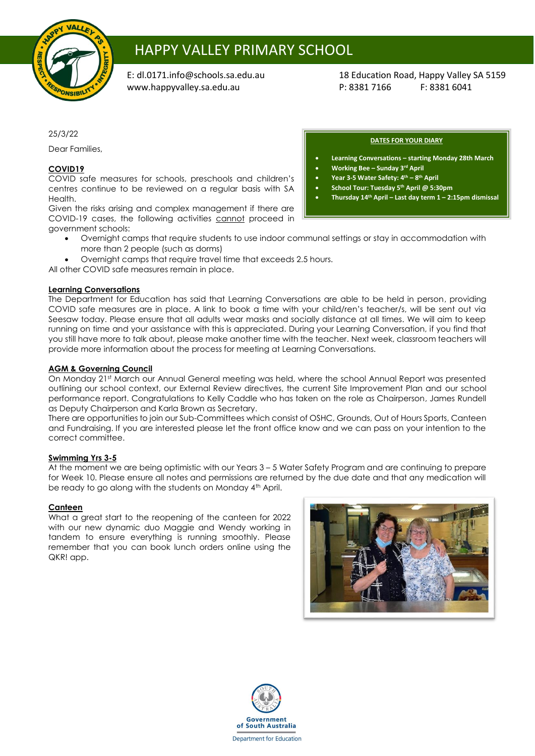# HAPPY VALLEY PRIMARY SCHOOL

E: dl.0171.info@schools.sa.edu.au
www.happyvalley.sa.edu.au

18 Education Road, Happy Valley SA 5159
P: 8381 7166 F: 8381 6041

25/3/22

Dear Families,

**DATES FOR YOUR DIARY**

- **Learning Conversations – starting Monday 28th March**
- **Working Bee – Sunday 3rd April**
- **Year 3-5 Water Safety: 4th – 8th April**
- **School Tour: Tuesday 5th April @ 5:30pm**
- **Thursday 14th April – Last day term 1 – 2:15pm dismissal**

## COVID19

COVID safe measures for schools, preschools and children's centres continue to be reviewed on a regular basis with SA Health.
Given the risks arising and complex management if there are COVID-19 cases, the following activities cannot proceed in government schools:

- Overnight camps that require students to use indoor communal settings or stay in accommodation with more than 2 people (such as dorms)
- Overnight camps that require travel time that exceeds 2.5 hours.

All other COVID safe measures remain in place.

## Learning Conversations

The Department for Education has said that Learning Conversations are able to be held in person, providing COVID safe measures are in place. A link to book a time with your child/ren's teacher/s, will be sent out via Seesaw today. Please ensure that all adults wear masks and socially distance at all times. We will aim to keep running on time and your assistance with this is appreciated. During your Learning Conversation, if you find that you still have more to talk about, please make another time with the teacher. Next week, classroom teachers will provide more information about the process for meeting at Learning Conversations.

## AGM & Governing Council

On Monday 21st March our Annual General meeting was held, where the school Annual Report was presented outlining our school context, our External Review directives, the current Site Improvement Plan and our school performance report. Congratulations to Kelly Caddle who has taken on the role as Chairperson, James Rundell as Deputy Chairperson and Karla Brown as Secretary.
There are opportunities to join our Sub-Committees which consist of OSHC, Grounds, Out of Hours Sports, Canteen and Fundraising. If you are interested please let the front office know and we can pass on your intention to the correct committee.

## Swimming Yrs 3-5

At the moment we are being optimistic with our Years 3 – 5 Water Safety Program and are continuing to prepare for Week 10. Please ensure all notes and permissions are returned by the due date and that any medication will be ready to go along with the students on Monday 4th April.

## Canteen

What a great start to the reopening of the canteen for 2022 with our new dynamic duo Maggie and Wendy working in tandem to ensure everything is running smoothly. Please remember that you can book lunch orders online using the QKR! app.

Government of South Australia
Department for Education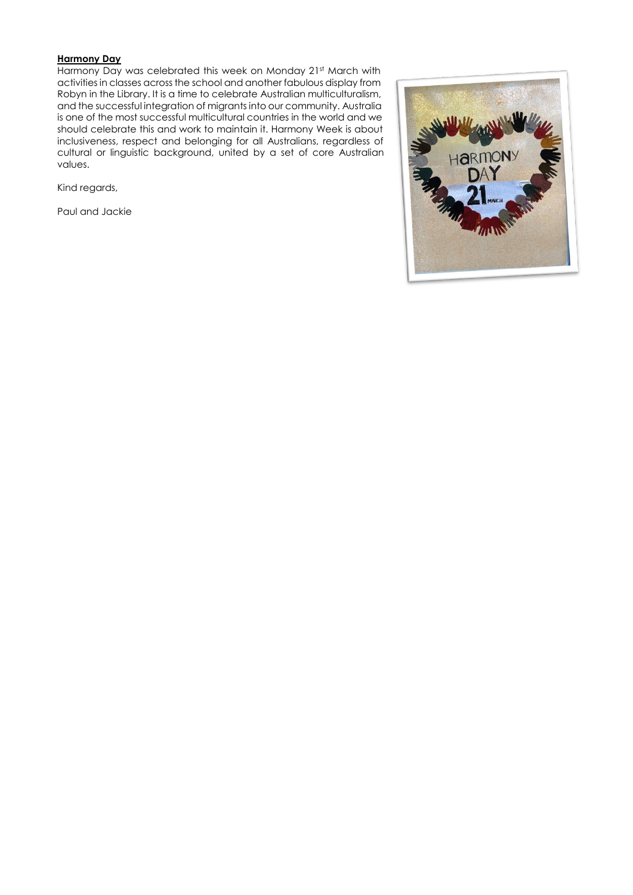**Harmony Day**

Harmony Day was celebrated this week on Monday 21st March with activities in classes across the school and another fabulous display from Robyn in the Library. It is a time to celebrate Australian multiculturalism, and the successful integration of migrants into our community. Australia is one of the most successful multicultural countries in the world and we should celebrate this and work to maintain it. Harmony Week is about inclusiveness, respect and belonging for all Australians, regardless of cultural or linguistic background, united by a set of core Australian values.

Kind regards,

Paul and Jackie